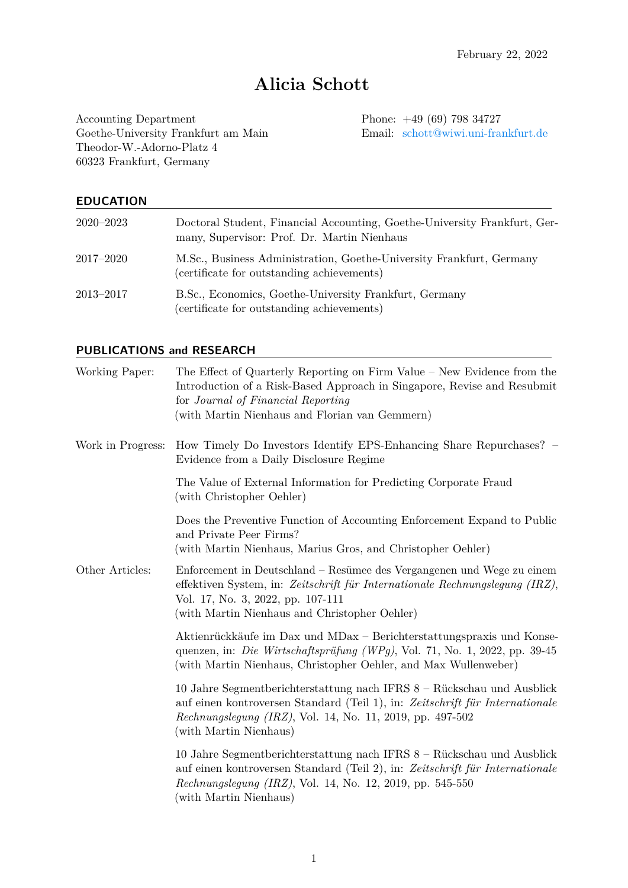February 22, 2022

# Alicia Schott

Accounting Department
Goethe-University Frankfurt am Main
Theodor-W.-Adorno-Platz 4
60323 Frankfurt, Germany

Phone: +49 (69) 798 34727
Email: schott@wiwi.uni-frankfurt.de

## EDUCATION

| | |
|---|---|
| 2020–2023 | Doctoral Student, Financial Accounting, Goethe-University Frankfurt, Germany, Supervisor: Prof. Dr. Martin Nienhaus |
| 2017–2020 | M.Sc., Business Administration, Goethe-University Frankfurt, Germany (certificate for outstanding achievements) |
| 2013–2017 | B.Sc., Economics, Goethe-University Frankfurt, Germany (certificate for outstanding achievements) |

## PUBLICATIONS and RESEARCH

**Working Paper:**

The Effect of Quarterly Reporting on Firm Value – New Evidence from the Introduction of a Risk-Based Approach in Singapore, Revise and Resubmit for *Journal of Financial Reporting*
(with Martin Nienhaus and Florian van Gemmern)

**Work in Progress:**

How Timely Do Investors Identify EPS-Enhancing Share Repurchases? – Evidence from a Daily Disclosure Regime

The Value of External Information for Predicting Corporate Fraud
(with Christopher Oehler)

Does the Preventive Function of Accounting Enforcement Expand to Public and Private Peer Firms?
(with Martin Nienhaus, Marius Gros, and Christopher Oehler)

**Other Articles:**

Enforcement in Deutschland – Resümee des Vergangenen und Wege zu einem effektiven System, in: *Zeitschrift für Internationale Rechnungslegung (IRZ)*, Vol. 17, No. 3, 2022, pp. 107-111
(with Martin Nienhaus and Christopher Oehler)

Aktienrückkäufe im Dax und MDax – Berichterstattungspraxis und Konsequenzen, in: *Die Wirtschaftsprüfung (WPg)*, Vol. 71, No. 1, 2022, pp. 39-45
(with Martin Nienhaus, Christopher Oehler, and Max Wullenweber)

10 Jahre Segmentberichterstattung nach IFRS 8 – Rückschau und Ausblick auf einen kontroversen Standard (Teil 1), in: *Zeitschrift für Internationale Rechnungslegung (IRZ)*, Vol. 14, No. 11, 2019, pp. 497-502
(with Martin Nienhaus)

10 Jahre Segmentberichterstattung nach IFRS 8 – Rückschau und Ausblick auf einen kontroversen Standard (Teil 2), in: *Zeitschrift für Internationale Rechnungslegung (IRZ)*, Vol. 14, No. 12, 2019, pp. 545-550
(with Martin Nienhaus)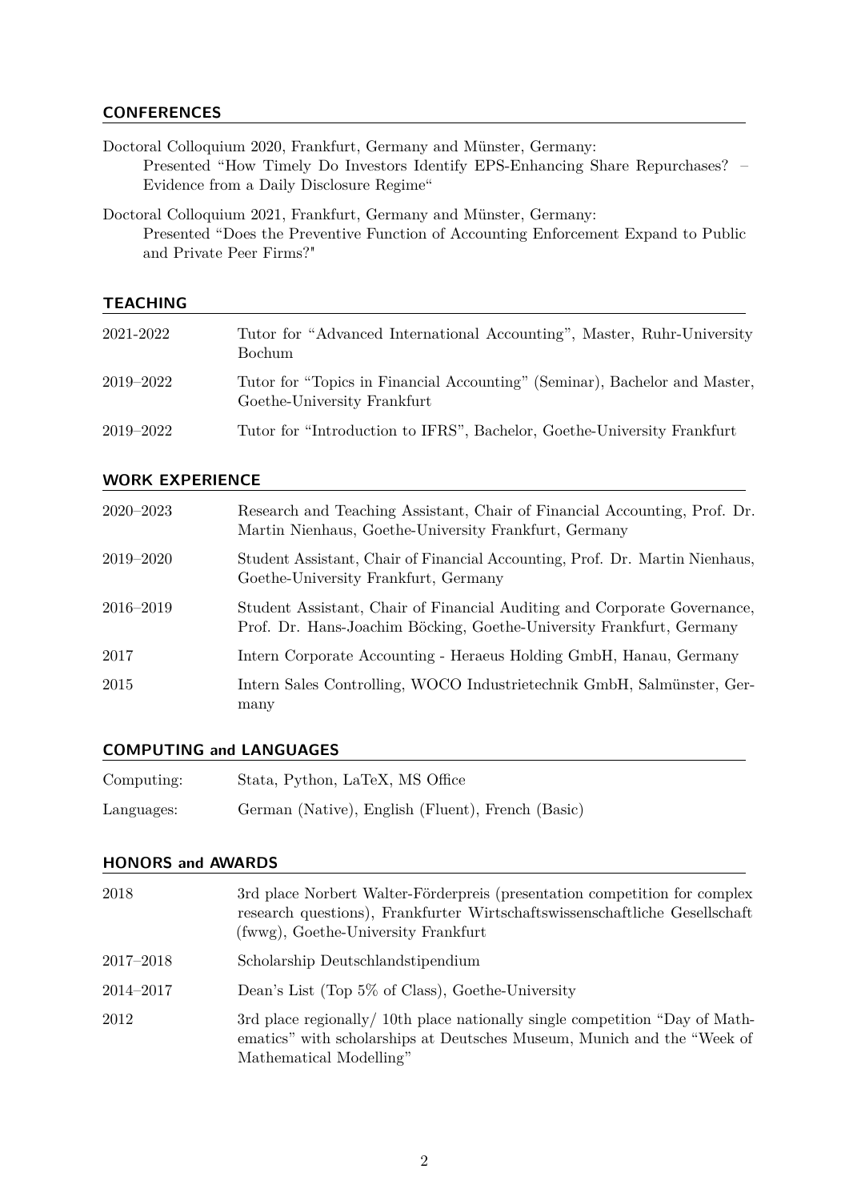## CONFERENCES

Doctoral Colloquium 2020, Frankfurt, Germany and Münster, Germany:
Presented "How Timely Do Investors Identify EPS-Enhancing Share Repurchases? – Evidence from a Daily Disclosure Regime"

Doctoral Colloquium 2021, Frankfurt, Germany and Münster, Germany:
Presented "Does the Preventive Function of Accounting Enforcement Expand to Public and Private Peer Firms?"

## TEACHING

| | |
|---|---|
| 2021-2022 | Tutor for "Advanced International Accounting", Master, Ruhr-University Bochum |
| 2019–2022 | Tutor for "Topics in Financial Accounting" (Seminar), Bachelor and Master, Goethe-University Frankfurt |
| 2019–2022 | Tutor for "Introduction to IFRS", Bachelor, Goethe-University Frankfurt |

## WORK EXPERIENCE

| | |
|---|---|
| 2020–2023 | Research and Teaching Assistant, Chair of Financial Accounting, Prof. Dr. Martin Nienhaus, Goethe-University Frankfurt, Germany |
| 2019–2020 | Student Assistant, Chair of Financial Accounting, Prof. Dr. Martin Nienhaus, Goethe-University Frankfurt, Germany |
| 2016–2019 | Student Assistant, Chair of Financial Auditing and Corporate Governance, Prof. Dr. Hans-Joachim Böcking, Goethe-University Frankfurt, Germany |
| 2017 | Intern Corporate Accounting - Heraeus Holding GmbH, Hanau, Germany |
| 2015 | Intern Sales Controlling, WOCO Industrietechnik GmbH, Salmünster, Germany |

## COMPUTING and LANGUAGES

| | |
|---|---|
| Computing: | Stata, Python, LaTeX, MS Office |
| Languages: | German (Native), English (Fluent), French (Basic) |

## HONORS and AWARDS

| | |
|---|---|
| 2018 | 3rd place Norbert Walter-Förderpreis (presentation competition for complex research questions), Frankfurter Wirtschaftswissenschaftliche Gesellschaft (fwwg), Goethe-University Frankfurt |
| 2017–2018 | Scholarship Deutschlandstipendium |
| 2014–2017 | Dean's List (Top 5% of Class), Goethe-University |
| 2012 | 3rd place regionally/ 10th place nationally single competition "Day of Mathematics" with scholarships at Deutsches Museum, Munich and the "Week of Mathematical Modelling" |